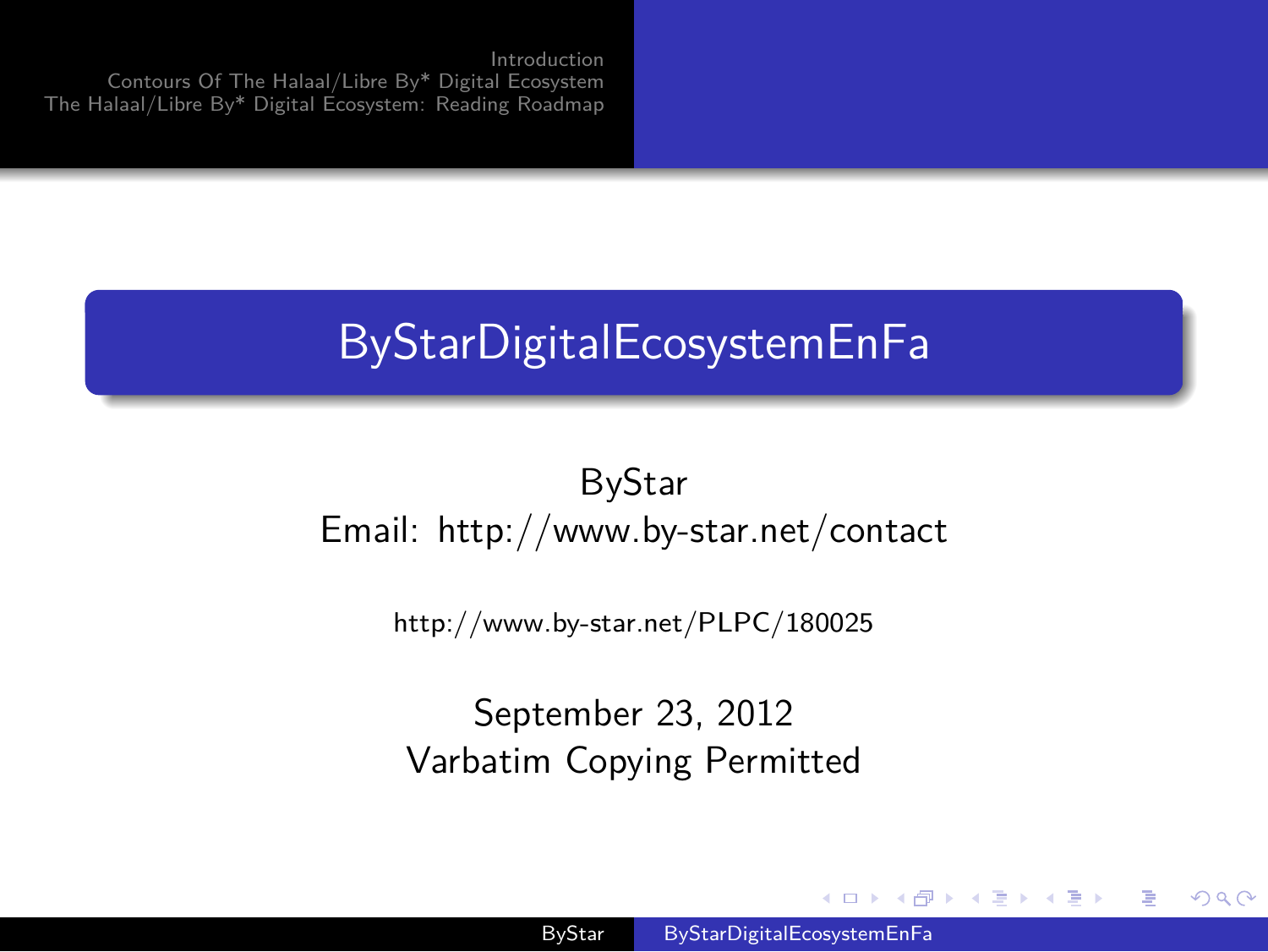# ByStarDigitalEcosystemEnFa

ByStar
Email: http://www.by-star.net/contact

http://www.by-star.net/PLPC/180025

September 23, 2012
Varbatim Copying Permitted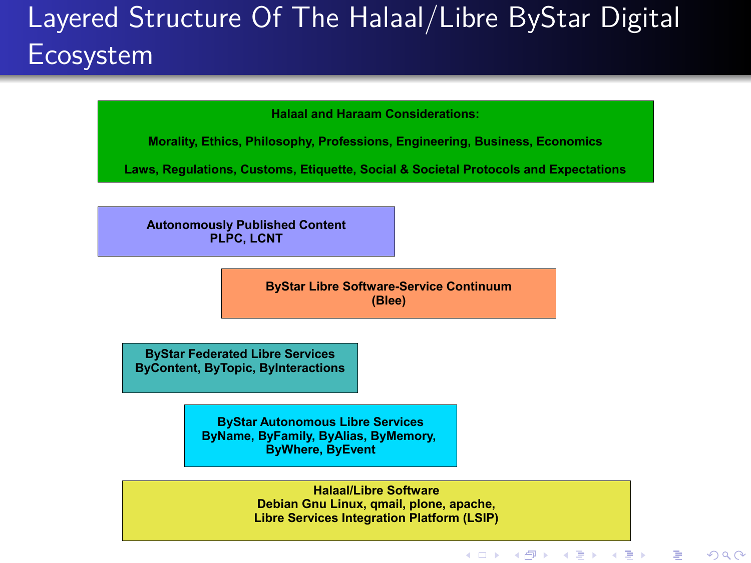# Layered Structure Of The Halaal/Libre ByStar Digital Ecosystem

**Halaal and Haraam Considerations:**

**Morality, Ethics, Philosophy, Professions, Engineering, Business, Economics**

**Laws, Regulations, Customs, Etiquette, Social & Societal Protocols and Expectations**

**Autonomously Published Content**
**PLPC, LCNT**

**ByStar Libre Software-Service Continuum**
**(Blee)**

**ByStar Federated Libre Services**
**ByContent, ByTopic, ByInteractions**

**ByStar Autonomous Libre Services**
**ByName, ByFamily, ByAlias, ByMemory,**
**ByWhere, ByEvent**

**Halaal/Libre Software**
**Debian Gnu Linux, qmail, plone, apache,**
**Libre Services Integration Platform (LSIP)**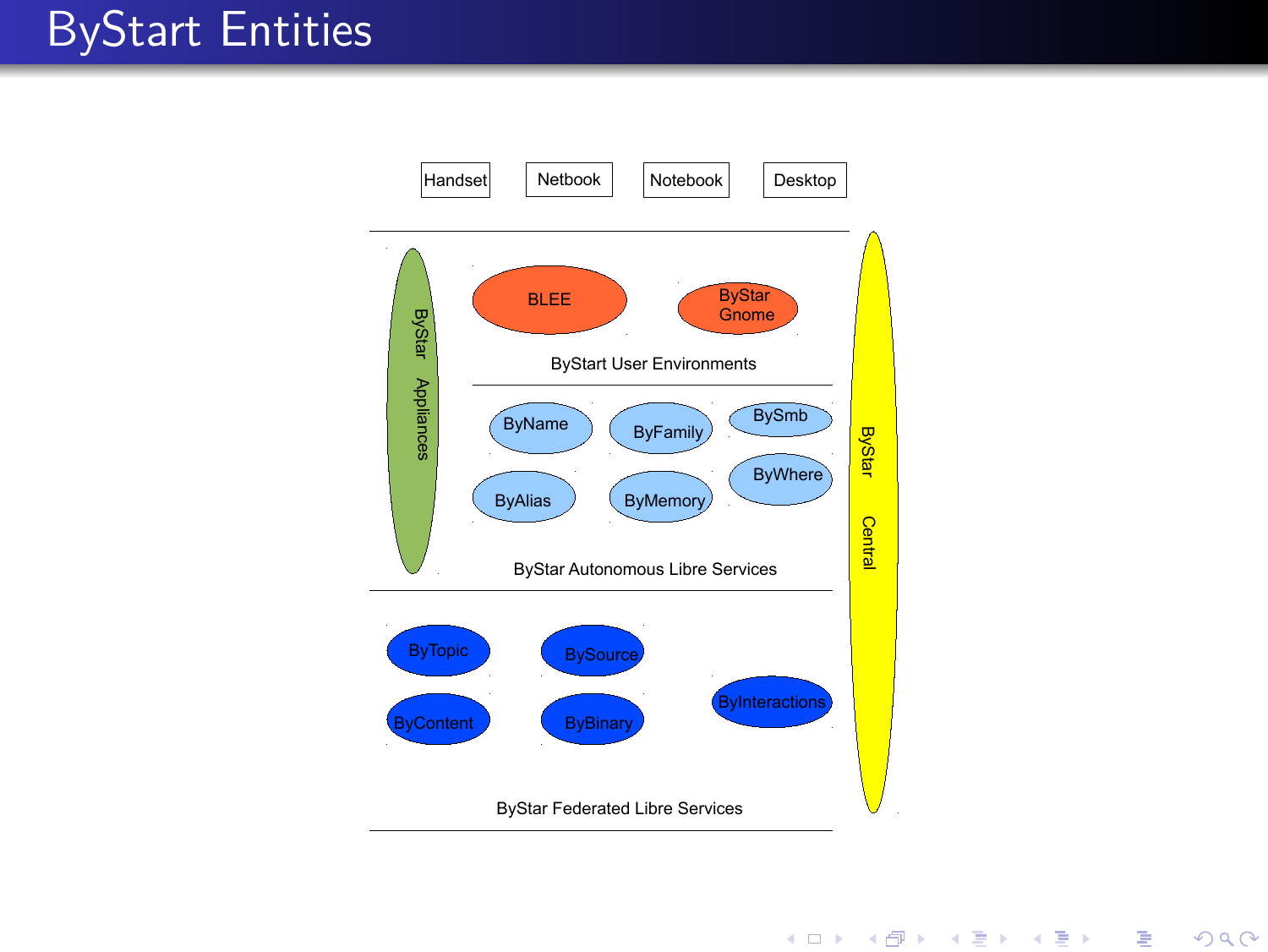# ByStart Entities

Handset | Netbook | Notebook | Desktop

ByStar Appliances

BLEE

ByStar Gnome

ByStart User Environments

ByName

ByFamily

BySmb

ByAlias

ByMemory

ByWhere

ByStar Autonomous Libre Services

ByTopic

BySource

ByContent

ByBinary

ByInteractions

ByStar Federated Libre Services

ByStar Central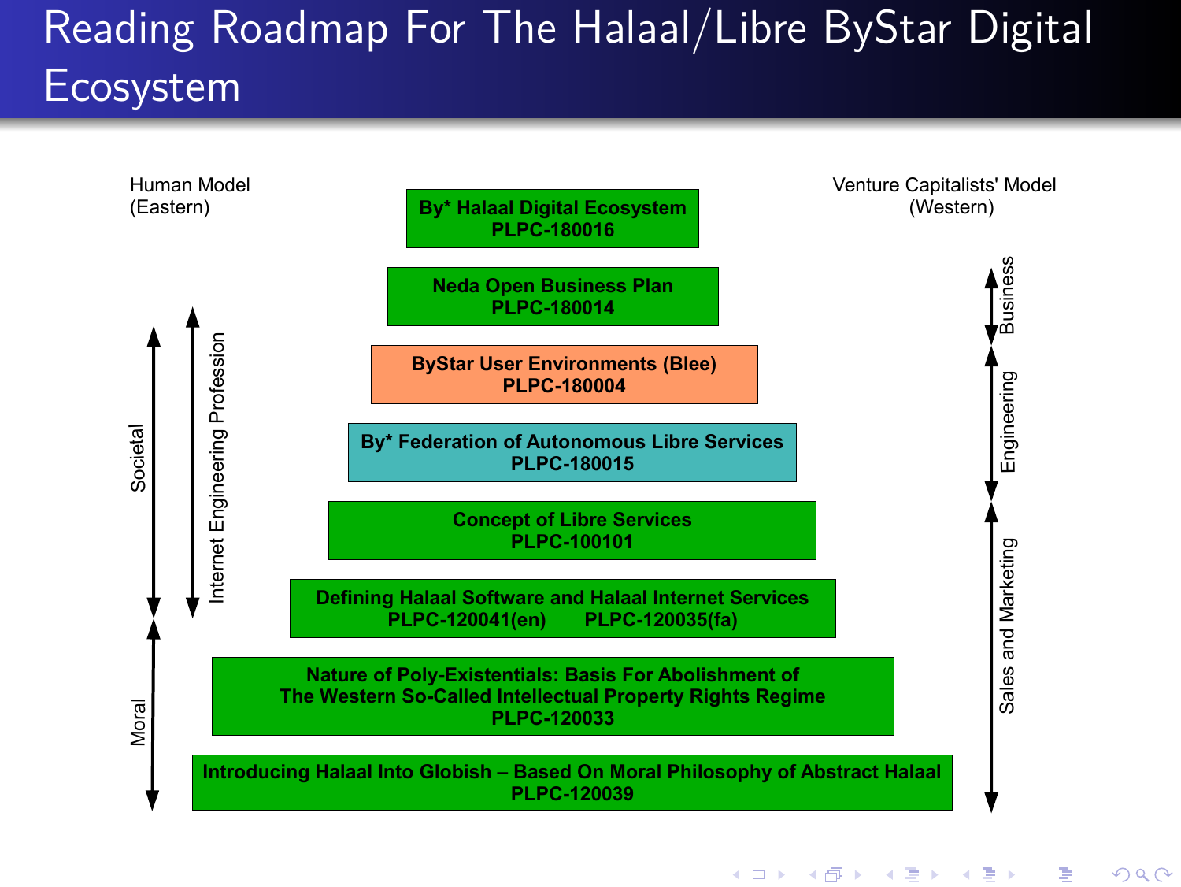# Reading Roadmap For The Halaal/Libre ByStar Digital Ecosystem

Human Model
(Eastern)

Venture Capitalists' Model
(Western)

**By* Halaal Digital Ecosystem**
**PLPC-180016**

**Neda Open Business Plan**
**PLPC-180014**

**ByStar User Environments (Blee)**
**PLPC-180004**

**By* Federation of Autonomous Libre Services**
**PLPC-180015**

**Concept of Libre Services**
**PLPC-100101**

**Defining Halaal Software and Halaal Internet Services**
**PLPC-120041(en) PLPC-120035(fa)**

**Nature of Poly-Existentials: Basis For Abolishment of The Western So-Called Intellectual Property Rights Regime**
**PLPC-120033**

**Introducing Halaal Into Globish – Based On Moral Philosophy of Abstract Halaal**
**PLPC-120039**

Societal

Moral

Internet Engineering Profession

Business

Engineering

Sales and Marketing